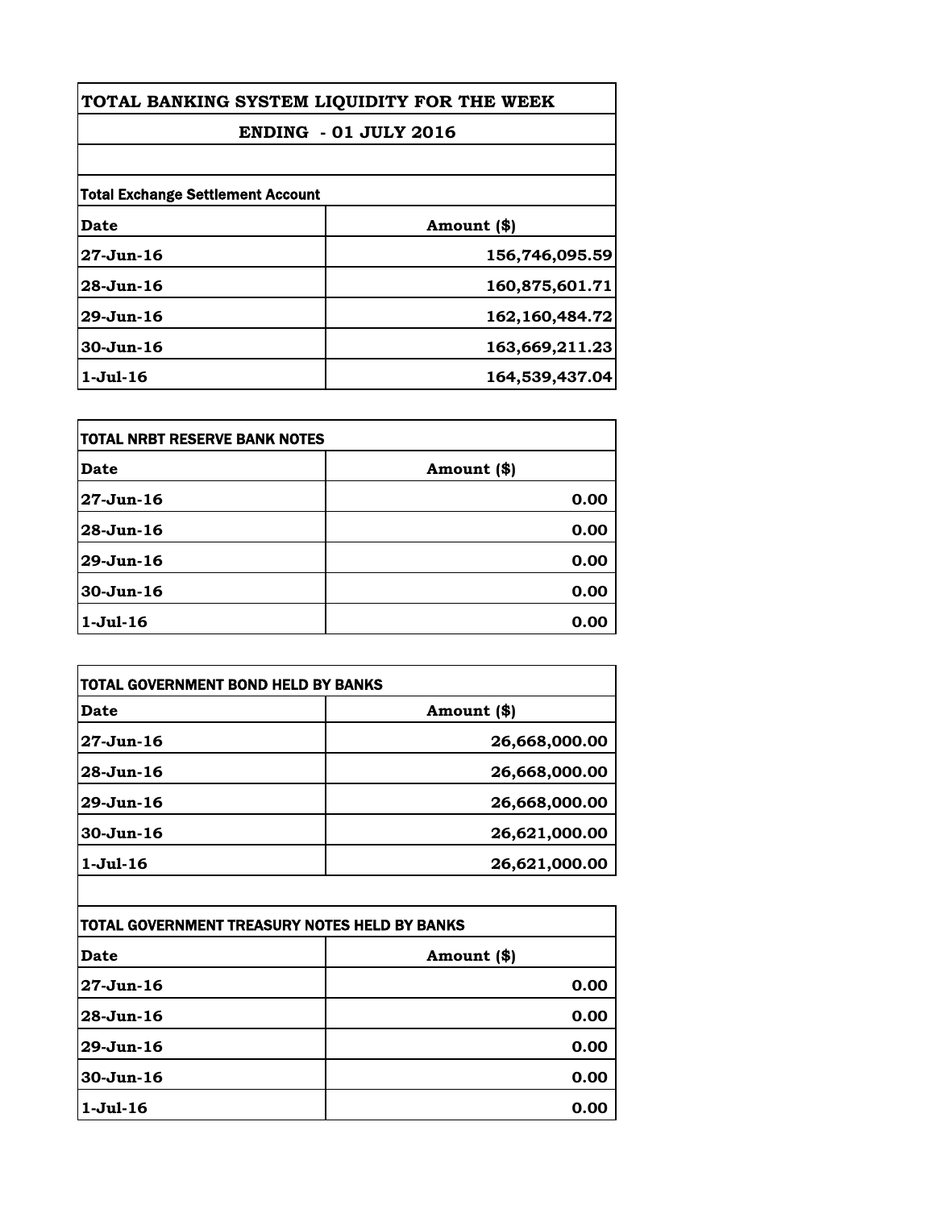# TOTAL BANKING SYSTEM LIQUIDITY FOR THE WEEK

## ENDING - 01 JULY 2016

**Total Exchange Settlement Account**

| Date | Amount ($) |
|---|---|
| 27-Jun-16 | 156,746,095.59 |
| 28-Jun-16 | 160,875,601.71 |
| 29-Jun-16 | 162,160,484.72 |
| 30-Jun-16 | 163,669,211.23 |
| 1-Jul-16 | 164,539,437.04 |

**TOTAL NRBT RESERVE BANK NOTES**

| Date | Amount ($) |
|---|---|
| 27-Jun-16 | 0.00 |
| 28-Jun-16 | 0.00 |
| 29-Jun-16 | 0.00 |
| 30-Jun-16 | 0.00 |
| 1-Jul-16 | 0.00 |

**TOTAL GOVERNMENT BOND HELD BY BANKS**

| Date | Amount ($) |
|---|---|
| 27-Jun-16 | 26,668,000.00 |
| 28-Jun-16 | 26,668,000.00 |
| 29-Jun-16 | 26,668,000.00 |
| 30-Jun-16 | 26,621,000.00 |
| 1-Jul-16 | 26,621,000.00 |

**TOTAL GOVERNMENT TREASURY NOTES HELD BY BANKS**

| Date | Amount ($) |
|---|---|
| 27-Jun-16 | 0.00 |
| 28-Jun-16 | 0.00 |
| 29-Jun-16 | 0.00 |
| 30-Jun-16 | 0.00 |
| 1-Jul-16 | 0.00 |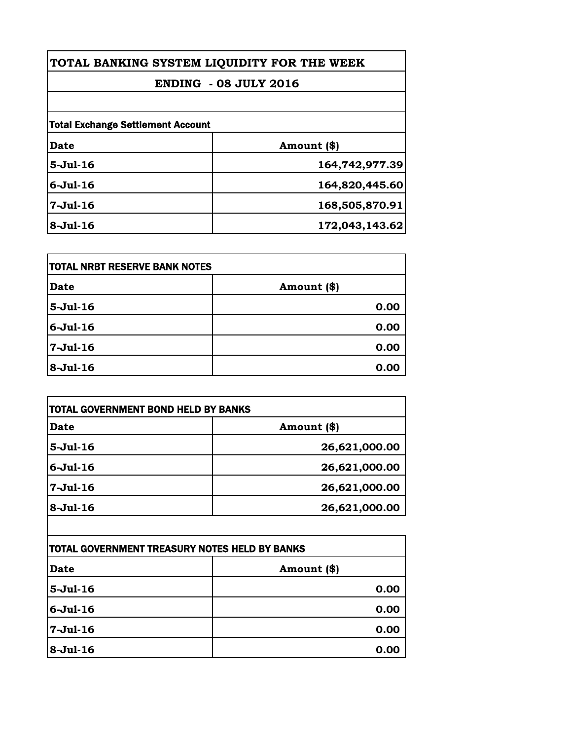# TOTAL BANKING SYSTEM LIQUIDITY FOR THE WEEK

## ENDING - 08 JULY 2016

| Total Exchange Settlement Account | |
|---|---|
| **Date** | **Amount ($)** |
| **5-Jul-16** | **164,742,977.39** |
| **6-Jul-16** | **164,820,445.60** |
| **7-Jul-16** | **168,505,870.91** |
| **8-Jul-16** | **172,043,143.62** |

| TOTAL NRBT RESERVE BANK NOTES | |
|---|---|
| **Date** | **Amount ($)** |
| **5-Jul-16** | **0.00** |
| **6-Jul-16** | **0.00** |
| **7-Jul-16** | **0.00** |
| **8-Jul-16** | **0.00** |

| TOTAL GOVERNMENT BOND HELD BY BANKS | |
|---|---|
| **Date** | **Amount ($)** |
| **5-Jul-16** | **26,621,000.00** |
| **6-Jul-16** | **26,621,000.00** |
| **7-Jul-16** | **26,621,000.00** |
| **8-Jul-16** | **26,621,000.00** |

| TOTAL GOVERNMENT TREASURY NOTES HELD BY BANKS | |
|---|---|
| **Date** | **Amount ($)** |
| **5-Jul-16** | **0.00** |
| **6-Jul-16** | **0.00** |
| **7-Jul-16** | **0.00** |
| **8-Jul-16** | **0.00** |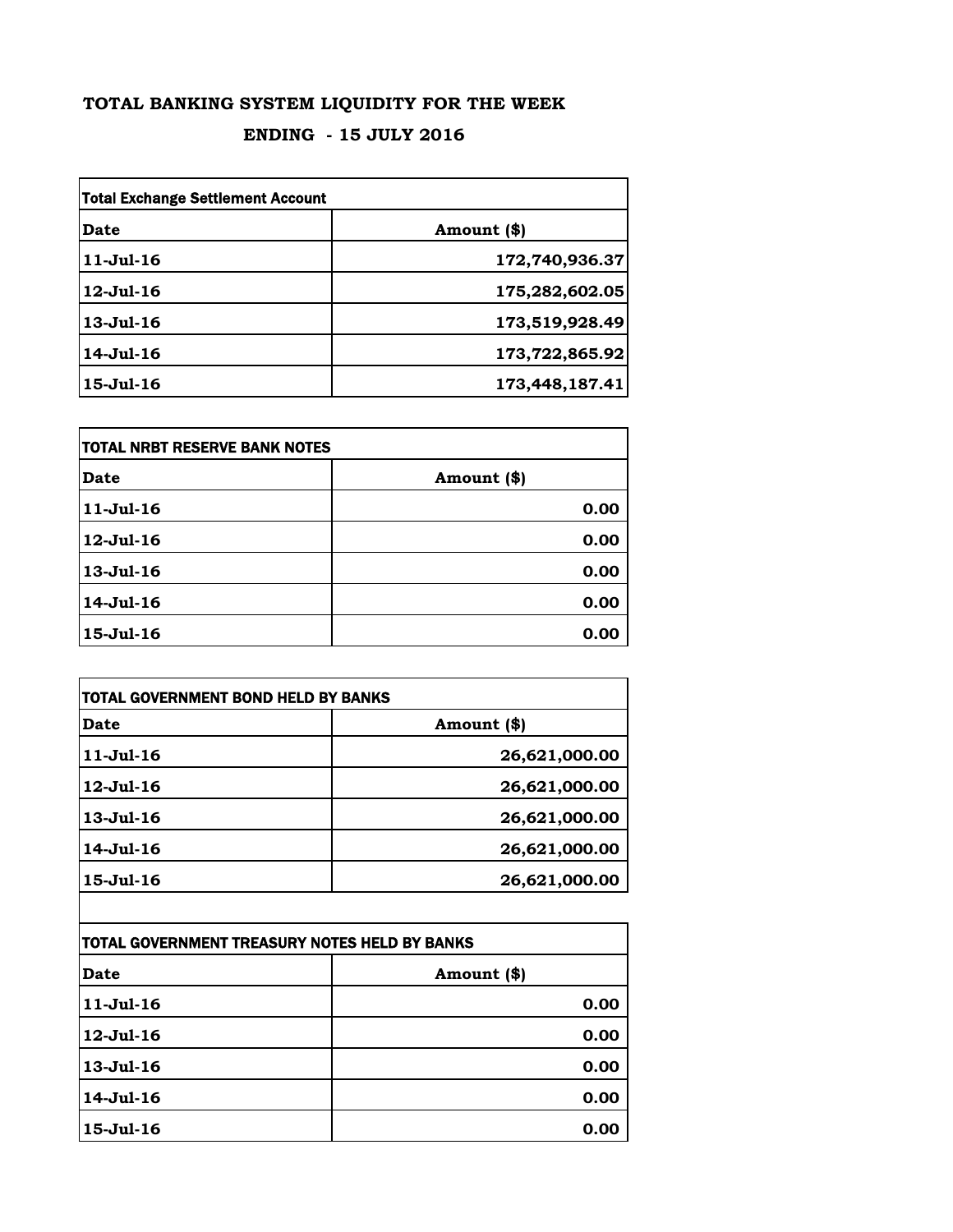# TOTAL BANKING SYSTEM LIQUIDITY FOR THE WEEK

## ENDING - 15 JULY 2016

| Total Exchange Settlement Account | |
|---|---|
| **Date** | **Amount ($)** |
| **11-Jul-16** | **172,740,936.37** |
| **12-Jul-16** | **175,282,602.05** |
| **13-Jul-16** | **173,519,928.49** |
| **14-Jul-16** | **173,722,865.92** |
| **15-Jul-16** | **173,448,187.41** |

| TOTAL NRBT RESERVE BANK NOTES | |
|---|---|
| **Date** | **Amount ($)** |
| **11-Jul-16** | **0.00** |
| **12-Jul-16** | **0.00** |
| **13-Jul-16** | **0.00** |
| **14-Jul-16** | **0.00** |
| **15-Jul-16** | **0.00** |

| TOTAL GOVERNMENT BOND HELD BY BANKS | |
|---|---|
| **Date** | **Amount ($)** |
| **11-Jul-16** | **26,621,000.00** |
| **12-Jul-16** | **26,621,000.00** |
| **13-Jul-16** | **26,621,000.00** |
| **14-Jul-16** | **26,621,000.00** |
| **15-Jul-16** | **26,621,000.00** |

| TOTAL GOVERNMENT TREASURY NOTES HELD BY BANKS | |
|---|---|
| **Date** | **Amount ($)** |
| **11-Jul-16** | **0.00** |
| **12-Jul-16** | **0.00** |
| **13-Jul-16** | **0.00** |
| **14-Jul-16** | **0.00** |
| **15-Jul-16** | **0.00** |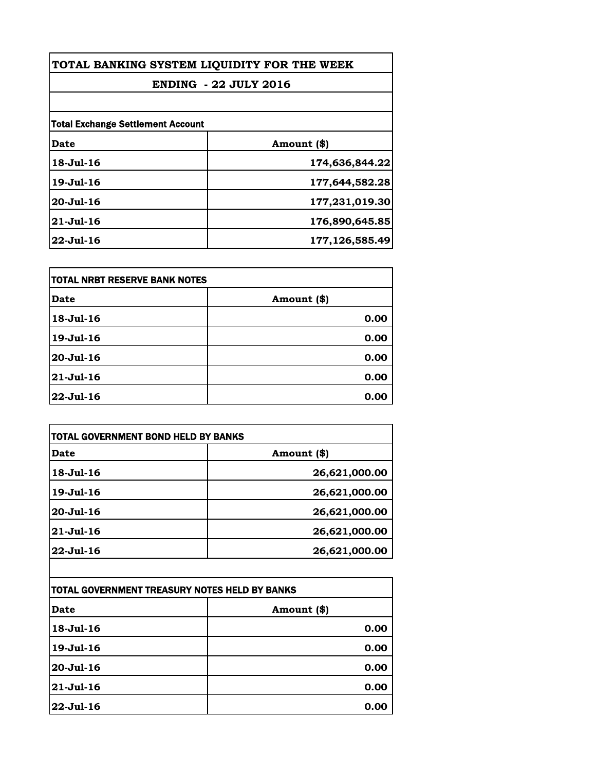# TOTAL BANKING SYSTEM LIQUIDITY FOR THE WEEK

## ENDING - 22 JULY 2016

**Total Exchange Settlement Account**

| Date | Amount ($) |
| --- | --- |
| 18-Jul-16 | 174,636,844.22 |
| 19-Jul-16 | 177,644,582.28 |
| 20-Jul-16 | 177,231,019.30 |
| 21-Jul-16 | 176,890,645.85 |
| 22-Jul-16 | 177,126,585.49 |

**TOTAL NRBT RESERVE BANK NOTES**

| Date | Amount ($) |
| --- | --- |
| 18-Jul-16 | 0.00 |
| 19-Jul-16 | 0.00 |
| 20-Jul-16 | 0.00 |
| 21-Jul-16 | 0.00 |
| 22-Jul-16 | 0.00 |

**TOTAL GOVERNMENT BOND HELD BY BANKS**

| Date | Amount ($) |
| --- | --- |
| 18-Jul-16 | 26,621,000.00 |
| 19-Jul-16 | 26,621,000.00 |
| 20-Jul-16 | 26,621,000.00 |
| 21-Jul-16 | 26,621,000.00 |
| 22-Jul-16 | 26,621,000.00 |

**TOTAL GOVERNMENT TREASURY NOTES HELD BY BANKS**

| Date | Amount ($) |
| --- | --- |
| 18-Jul-16 | 0.00 |
| 19-Jul-16 | 0.00 |
| 20-Jul-16 | 0.00 |
| 21-Jul-16 | 0.00 |
| 22-Jul-16 | 0.00 |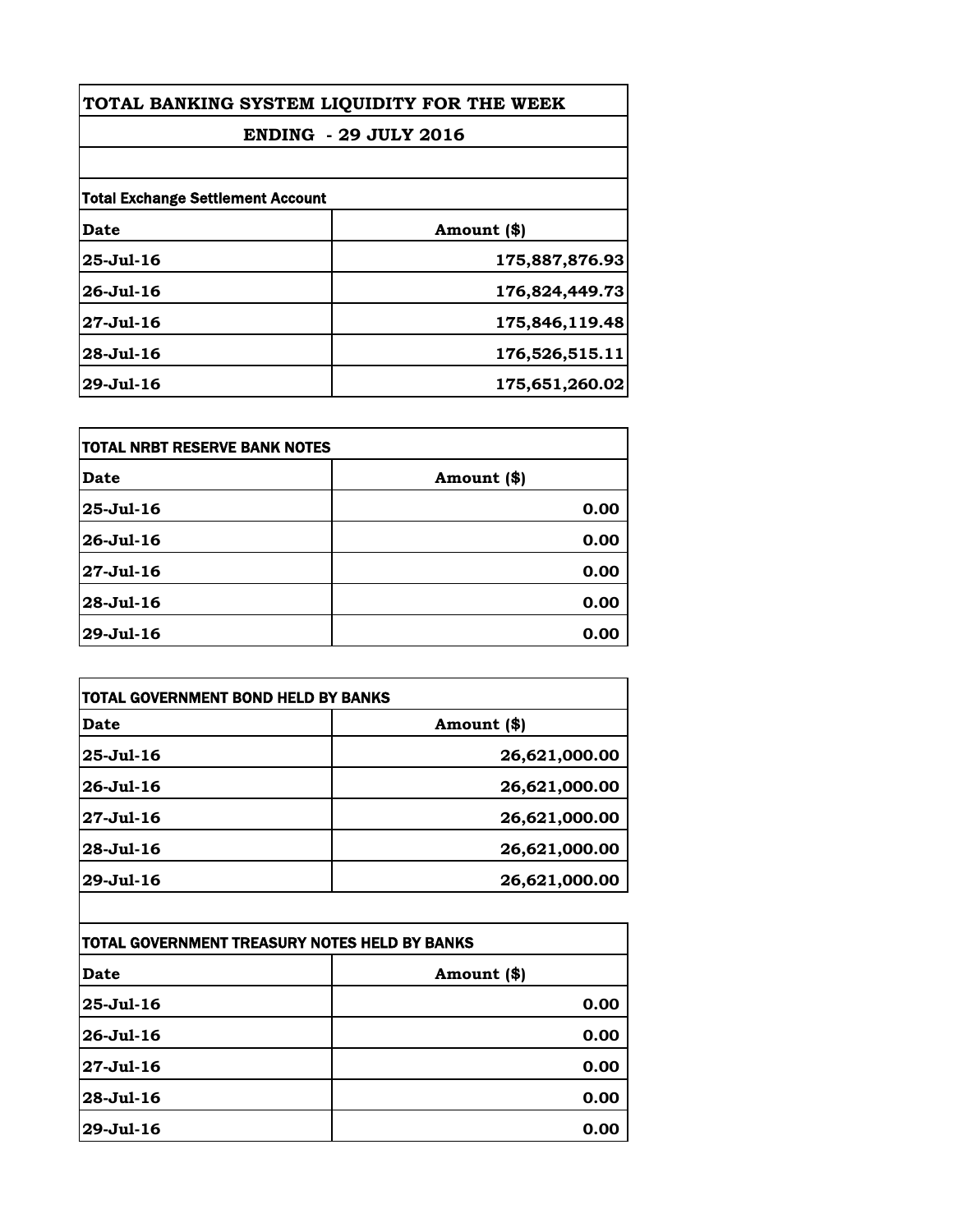# TOTAL BANKING SYSTEM LIQUIDITY FOR THE WEEK

## ENDING - 29 JULY 2016

**Total Exchange Settlement Account**

| Date | Amount ($) |
|---|---|
| 25-Jul-16 | 175,887,876.93 |
| 26-Jul-16 | 176,824,449.73 |
| 27-Jul-16 | 175,846,119.48 |
| 28-Jul-16 | 176,526,515.11 |
| 29-Jul-16 | 175,651,260.02 |

**TOTAL NRBT RESERVE BANK NOTES**

| Date | Amount ($) |
|---|---|
| 25-Jul-16 | 0.00 |
| 26-Jul-16 | 0.00 |
| 27-Jul-16 | 0.00 |
| 28-Jul-16 | 0.00 |
| 29-Jul-16 | 0.00 |

**TOTAL GOVERNMENT BOND HELD BY BANKS**

| Date | Amount ($) |
|---|---|
| 25-Jul-16 | 26,621,000.00 |
| 26-Jul-16 | 26,621,000.00 |
| 27-Jul-16 | 26,621,000.00 |
| 28-Jul-16 | 26,621,000.00 |
| 29-Jul-16 | 26,621,000.00 |

**TOTAL GOVERNMENT TREASURY NOTES HELD BY BANKS**

| Date | Amount ($) |
|---|---|
| 25-Jul-16 | 0.00 |
| 26-Jul-16 | 0.00 |
| 27-Jul-16 | 0.00 |
| 28-Jul-16 | 0.00 |
| 29-Jul-16 | 0.00 |